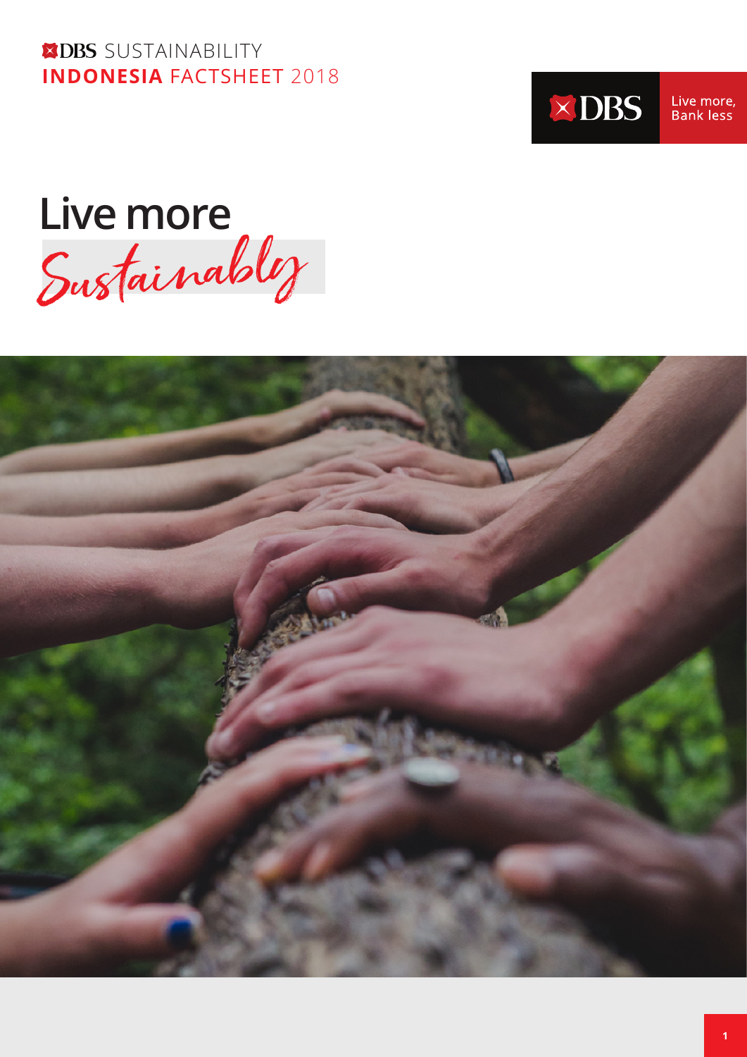DBS SUSTAINABILITY
**INDONESIA** FACTSHEET 2018

DBS Live more, Bank less

# Live more *Sustainably*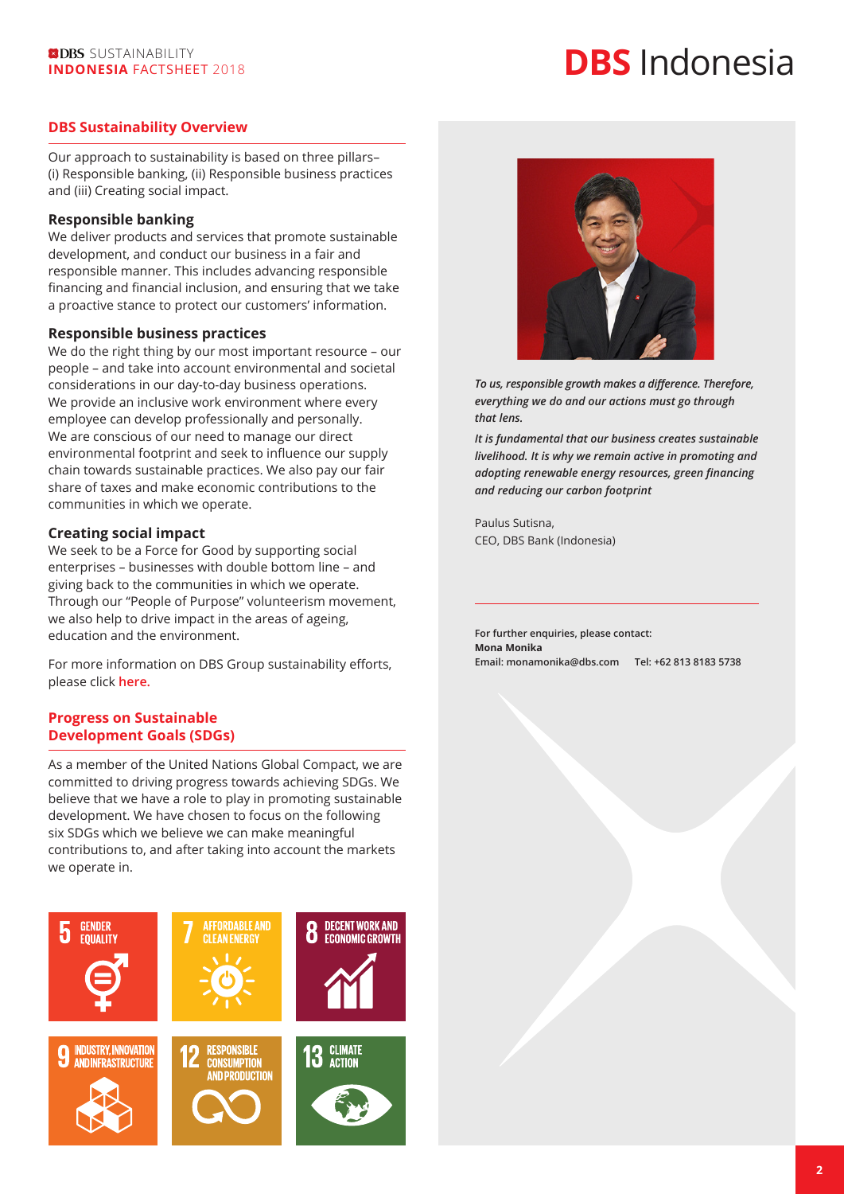# DBS Indonesia

## DBS Sustainability Overview

Our approach to sustainability is based on three pillars– (i) Responsible banking, (ii) Responsible business practices and (iii) Creating social impact.

### Responsible banking

We deliver products and services that promote sustainable development, and conduct our business in a fair and responsible manner. This includes advancing responsible financing and financial inclusion, and ensuring that we take a proactive stance to protect our customers' information.

### Responsible business practices

We do the right thing by our most important resource – our people – and take into account environmental and societal considerations in our day-to-day business operations. We provide an inclusive work environment where every employee can develop professionally and personally. We are conscious of our need to manage our direct environmental footprint and seek to influence our supply chain towards sustainable practices. We also pay our fair share of taxes and make economic contributions to the communities in which we operate.

### Creating social impact

We seek to be a Force for Good by supporting social enterprises – businesses with double bottom line – and giving back to the communities in which we operate. Through our "People of Purpose" volunteerism movement, we also help to drive impact in the areas of ageing, education and the environment.

For more information on DBS Group sustainability efforts, please click **here.**

## Progress on Sustainable Development Goals (SDGs)

As a member of the United Nations Global Compact, we are committed to driving progress towards achieving SDGs. We believe that we have a role to play in promoting sustainable development. We have chosen to focus on the following six SDGs which we believe we can make meaningful contributions to, and after taking into account the markets we operate in.

- 5 GENDER EQUALITY
- 7 AFFORDABLE AND CLEAN ENERGY
- 8 DECENT WORK AND ECONOMIC GROWTH
- 9 INDUSTRY, INNOVATION AND INFRASTRUCTURE
- 12 RESPONSIBLE CONSUMPTION AND PRODUCTION
- 13 CLIMATE ACTION

***To us, responsible growth makes a difference. Therefore, everything we do and our actions must go through that lens.***

***It is fundamental that our business creates sustainable livelihood. It is why we remain active in promoting and adopting renewable energy resources, green financing and reducing our carbon footprint***

Paulus Sutisna,
CEO, DBS Bank (Indonesia)

**For further enquiries, please contact:**
**Mona Monika**
**Email: monamonika@dbs.com Tel: +62 813 8183 5738**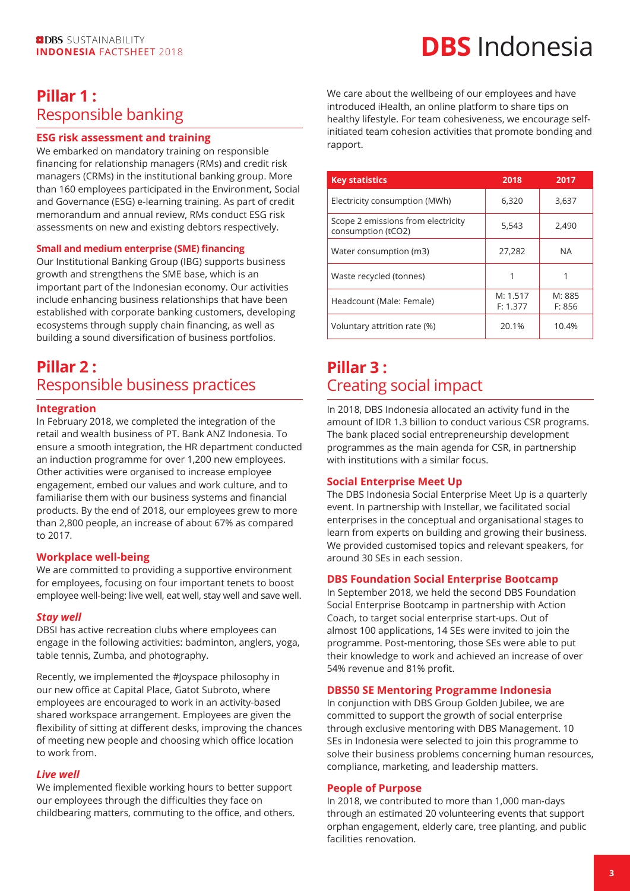## Pillar 1 : Responsible banking

### ESG risk assessment and training

We embarked on mandatory training on responsible financing for relationship managers (RMs) and credit risk managers (CRMs) in the institutional banking group. More than 160 employees participated in the Environment, Social and Governance (ESG) e-learning training. As part of credit memorandum and annual review, RMs conduct ESG risk assessments on new and existing debtors respectively.

#### Small and medium enterprise (SME) financing

Our Institutional Banking Group (IBG) supports business growth and strengthens the SME base, which is an important part of the Indonesian economy. Our activities include enhancing business relationships that have been established with corporate banking customers, developing ecosystems through supply chain financing, as well as building a sound diversification of business portfolios.

## Pillar 2 : Responsible business practices

### Integration

In February 2018, we completed the integration of the retail and wealth business of PT. Bank ANZ Indonesia. To ensure a smooth integration, the HR department conducted an induction programme for over 1,200 new employees. Other activities were organised to increase employee engagement, embed our values and work culture, and to familiarise them with our business systems and financial products. By the end of 2018, our employees grew to more than 2,800 people, an increase of about 67% as compared to 2017.

### Workplace well-being

We are committed to providing a supportive environment for employees, focusing on four important tenets to boost employee well-being: live well, eat well, stay well and save well.

#### *Stay well*

DBSI has active recreation clubs where employees can engage in the following activities: badminton, anglers, yoga, table tennis, Zumba, and photography.

Recently, we implemented the #Joyspace philosophy in our new office at Capital Place, Gatot Subroto, where employees are encouraged to work in an activity-based shared workspace arrangement. Employees are given the flexibility of sitting at different desks, improving the chances of meeting new people and choosing which office location to work from.

#### *Live well*

We implemented flexible working hours to better support our employees through the difficulties they face on childbearing matters, commuting to the office, and others.

We care about the wellbeing of our employees and have introduced iHealth, an online platform to share tips on healthy lifestyle. For team cohesiveness, we encourage self-initiated team cohesion activities that promote bonding and rapport.

| Key statistics | 2018 | 2017 |
|---|---|---|
| Electricity consumption (MWh) | 6,320 | 3,637 |
| Scope 2 emissions from electricity consumption (tCO2) | 5,543 | 2,490 |
| Water consumption (m3) | 27,282 | NA |
| Waste recycled (tonnes) | 1 | 1 |
| Headcount (Male: Female) | M: 1.517 F: 1.377 | M: 885 F: 856 |
| Voluntary attrition rate (%) | 20.1% | 10.4% |

## Pillar 3 : Creating social impact

In 2018, DBS Indonesia allocated an activity fund in the amount of IDR 1.3 billion to conduct various CSR programs. The bank placed social entrepreneurship development programmes as the main agenda for CSR, in partnership with institutions with a similar focus.

### Social Enterprise Meet Up

The DBS Indonesia Social Enterprise Meet Up is a quarterly event. In partnership with Instellar, we facilitated social enterprises in the conceptual and organisational stages to learn from experts on building and growing their business. We provided customised topics and relevant speakers, for around 30 SEs in each session.

### DBS Foundation Social Enterprise Bootcamp

In September 2018, we held the second DBS Foundation Social Enterprise Bootcamp in partnership with Action Coach, to target social enterprise start-ups. Out of almost 100 applications, 14 SEs were invited to join the programme. Post-mentoring, those SEs were able to put their knowledge to work and achieved an increase of over 54% revenue and 81% profit.

### DBS50 SE Mentoring Programme Indonesia

In conjunction with DBS Group Golden Jubilee, we are committed to support the growth of social enterprise through exclusive mentoring with DBS Management. 10 SEs in Indonesia were selected to join this programme to solve their business problems concerning human resources, compliance, marketing, and leadership matters.

### People of Purpose

In 2018, we contributed to more than 1,000 man-days through an estimated 20 volunteering events that support orphan engagement, elderly care, tree planting, and public facilities renovation.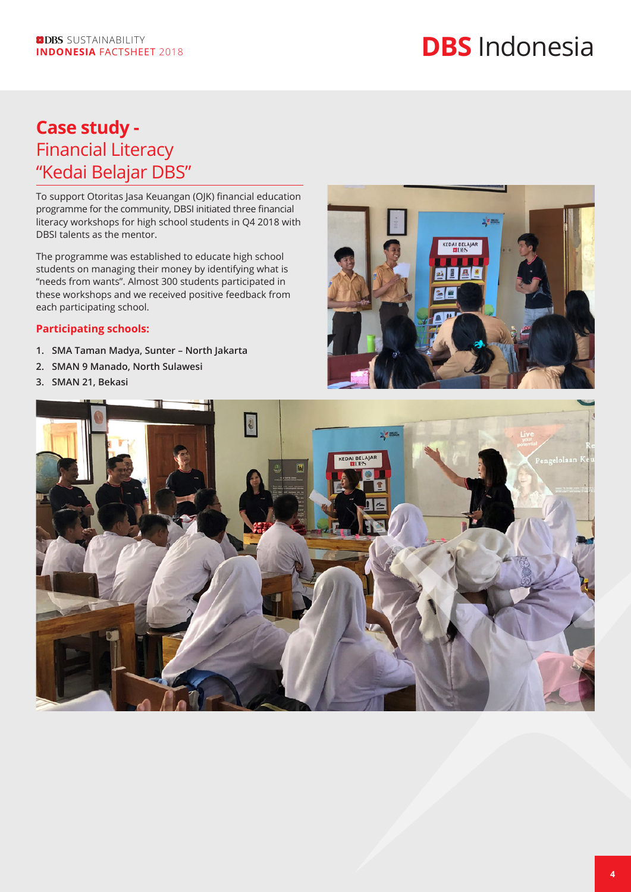# Case study - Financial Literacy "Kedai Belajar DBS"

To support Otoritas Jasa Keuangan (OJK) financial education programme for the community, DBSI initiated three financial literacy workshops for high school students in Q4 2018 with DBSI talents as the mentor.

The programme was established to educate high school students on managing their money by identifying what is "needs from wants". Almost 300 students participated in these workshops and we received positive feedback from each participating school.

**Participating schools:**

1. **SMA Taman Madya, Sunter – North Jakarta**
2. **SMAN 9 Manado, North Sulawesi**
3. **SMAN 21, Bekasi**